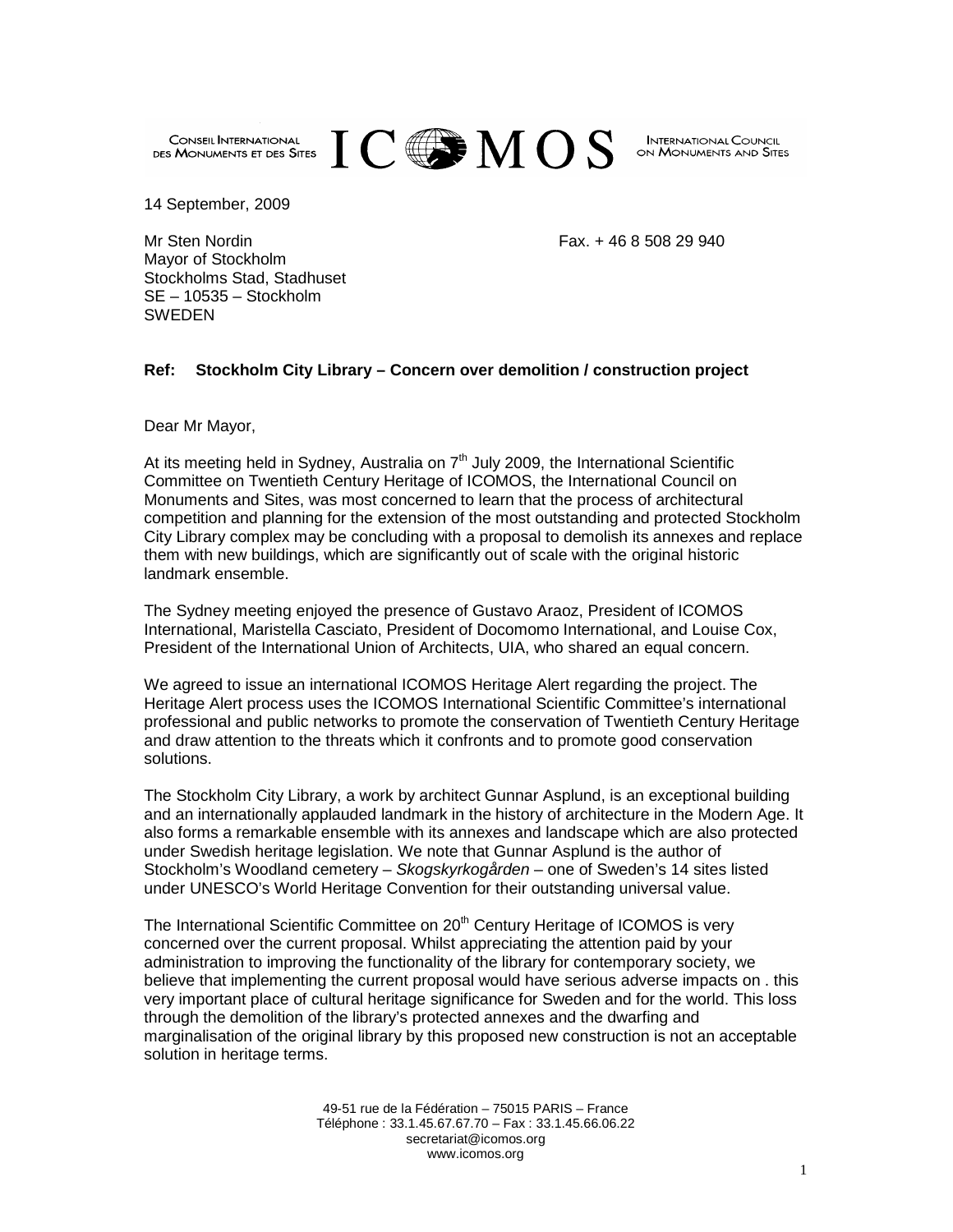CONSEIL INTERNATIONAL DES MONUMENTS ET DES SITES **ICOMOS** INTERNATIONAL COUNCIL ON MONUMENTS AND SITES

14 September, 2009

Mr Sten Nordin
Mayor of Stockholm
Stockholms Stad, Stadhuset
SE – 10535 – Stockholm
SWEDEN

Fax. + 46 8 508 29 940

**Ref: Stockholm City Library – Concern over demolition / construction project**

Dear Mr Mayor,

At its meeting held in Sydney, Australia on 7th July 2009, the International Scientific Committee on Twentieth Century Heritage of ICOMOS, the International Council on Monuments and Sites, was most concerned to learn that the process of architectural competition and planning for the extension of the most outstanding and protected Stockholm City Library complex may be concluding with a proposal to demolish its annexes and replace them with new buildings, which are significantly out of scale with the original historic landmark ensemble.

The Sydney meeting enjoyed the presence of Gustavo Araoz, President of ICOMOS International, Maristella Casciato, President of Docomomo International, and Louise Cox, President of the International Union of Architects, UIA, who shared an equal concern.

We agreed to issue an international ICOMOS Heritage Alert regarding the project. The Heritage Alert process uses the ICOMOS International Scientific Committee's international professional and public networks to promote the conservation of Twentieth Century Heritage and draw attention to the threats which it confronts and to promote good conservation solutions.

The Stockholm City Library, a work by architect Gunnar Asplund, is an exceptional building and an internationally applauded landmark in the history of architecture in the Modern Age. It also forms a remarkable ensemble with its annexes and landscape which are also protected under Swedish heritage legislation. We note that Gunnar Asplund is the author of Stockholm's Woodland cemetery – *Skogskyrkogården* – one of Sweden's 14 sites listed under UNESCO's World Heritage Convention for their outstanding universal value.

The International Scientific Committee on 20th Century Heritage of ICOMOS is very concerned over the current proposal. Whilst appreciating the attention paid by your administration to improving the functionality of the library for contemporary society, we believe that implementing the current proposal would have serious adverse impacts on . this very important place of cultural heritage significance for Sweden and for the world. This loss through the demolition of the library's protected annexes and the dwarfing and marginalisation of the original library by this proposed new construction is not an acceptable solution in heritage terms.

49-51 rue de la Fédération – 75015 PARIS – France
Téléphone : 33.1.45.67.67.70 – Fax : 33.1.45.66.06.22
secretariat@icomos.org
www.icomos.org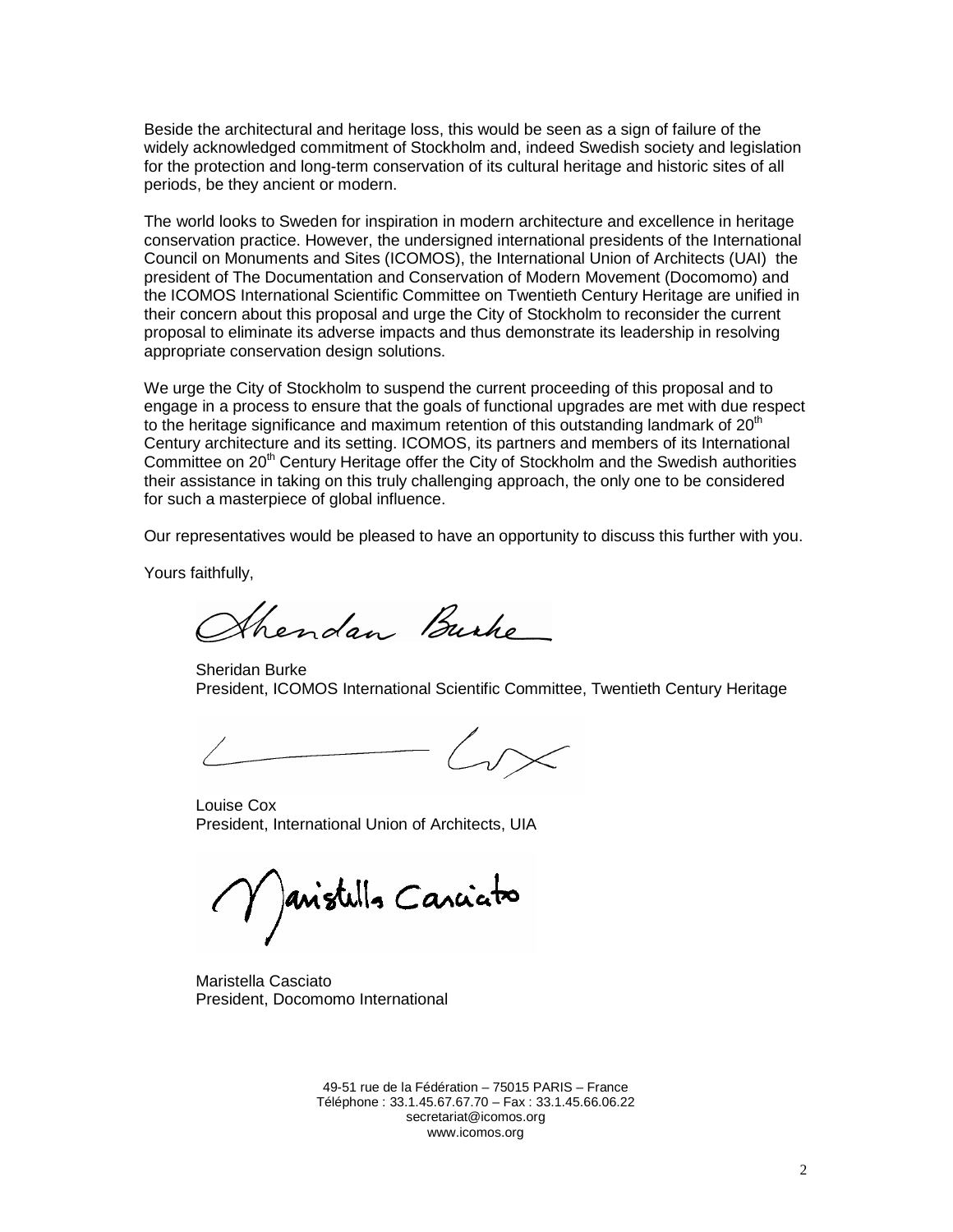Beside the architectural and heritage loss, this would be seen as a sign of failure of the widely acknowledged commitment of Stockholm and, indeed Swedish society and legislation for the protection and long-term conservation of its cultural heritage and historic sites of all periods, be they ancient or modern.

The world looks to Sweden for inspiration in modern architecture and excellence in heritage conservation practice. However, the undersigned international presidents of the International Council on Monuments and Sites (ICOMOS), the International Union of Architects (UAI) the president of The Documentation and Conservation of Modern Movement (Docomomo) and the ICOMOS International Scientific Committee on Twentieth Century Heritage are unified in their concern about this proposal and urge the City of Stockholm to reconsider the current proposal to eliminate its adverse impacts and thus demonstrate its leadership in resolving appropriate conservation design solutions.

We urge the City of Stockholm to suspend the current proceeding of this proposal and to engage in a process to ensure that the goals of functional upgrades are met with due respect to the heritage significance and maximum retention of this outstanding landmark of 20th Century architecture and its setting. ICOMOS, its partners and members of its International Committee on 20th Century Heritage offer the City of Stockholm and the Swedish authorities their assistance in taking on this truly challenging approach, the only one to be considered for such a masterpiece of global influence.

Our representatives would be pleased to have an opportunity to discuss this further with you.

Yours faithfully,

Sheridan Burke
President, ICOMOS International Scientific Committee, Twentieth Century Heritage

Louise Cox
President, International Union of Architects, UIA

Maristella Casciato
President, Docomomo International

49-51 rue de la Fédération – 75015 PARIS – France
Téléphone : 33.1.45.67.67.70 – Fax : 33.1.45.66.06.22
secretariat@icomos.org
www.icomos.org